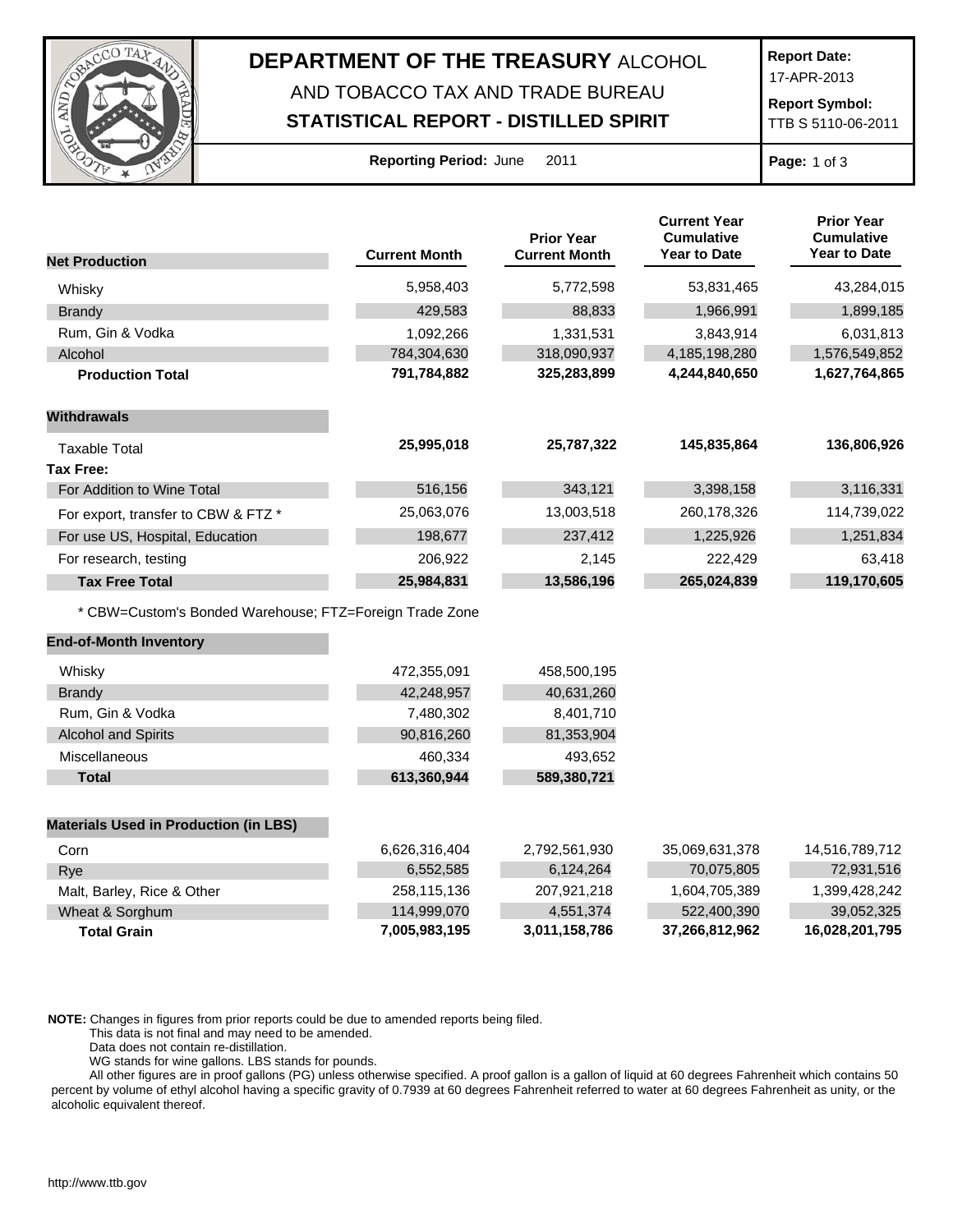# DEPARTMENT OF THE TREASURY ALCOHOL AND TOBACCO TAX AND TRADE BUREAU

## STATISTICAL REPORT - DISTILLED SPIRIT

**Report Date:** 17-APR-2013

**Report Symbol:** TTB S 5110-06-2011

**Reporting Period:** June 2011

| Net Production | Current Month | Prior Year Current Month | Current Year Cumulative Year to Date | Prior Year Cumulative Year to Date |
|---|---|---|---|---|
| Whisky | 5,958,403 | 5,772,598 | 53,831,465 | 43,284,015 |
| Brandy | 429,583 | 88,833 | 1,966,991 | 1,899,185 |
| Rum, Gin & Vodka | 1,092,266 | 1,331,531 | 3,843,914 | 6,031,813 |
| Alcohol | 784,304,630 | 318,090,937 | 4,185,198,280 | 1,576,549,852 |
| **Production Total** | **791,784,882** | **325,283,899** | **4,244,840,650** | **1,627,764,865** |
| **Withdrawals** | | | | |
| Taxable Total | **25,995,018** | **25,787,322** | **145,835,864** | **136,806,926** |
| **Tax Free:** | | | | |
| For Addition to Wine Total | 516,156 | 343,121 | 3,398,158 | 3,116,331 |
| For export, transfer to CBW & FTZ * | 25,063,076 | 13,003,518 | 260,178,326 | 114,739,022 |
| For use US, Hospital, Education | 198,677 | 237,412 | 1,225,926 | 1,251,834 |
| For research, testing | 206,922 | 2,145 | 222,429 | 63,418 |
| **Tax Free Total** | **25,984,831** | **13,586,196** | **265,024,839** | **119,170,605** |

* CBW=Custom's Bonded Warehouse; FTZ=Foreign Trade Zone

| End-of-Month Inventory | Current Month | Prior Year Current Month |
|---|---|---|
| Whisky | 472,355,091 | 458,500,195 |
| Brandy | 42,248,957 | 40,631,260 |
| Rum, Gin & Vodka | 7,480,302 | 8,401,710 |
| Alcohol and Spirits | 90,816,260 | 81,353,904 |
| Miscellaneous | 460,334 | 493,652 |
| **Total** | **613,360,944** | **589,380,721** |

| Materials Used in Production (in LBS) | Current Month | Prior Year Current Month | Current Year Cumulative Year to Date | Prior Year Cumulative Year to Date |
|---|---|---|---|---|
| Corn | 6,626,316,404 | 2,792,561,930 | 35,069,631,378 | 14,516,789,712 |
| Rye | 6,552,585 | 6,124,264 | 70,075,805 | 72,931,516 |
| Malt, Barley, Rice & Other | 258,115,136 | 207,921,218 | 1,604,705,389 | 1,399,428,242 |
| Wheat & Sorghum | 114,999,070 | 4,551,374 | 522,400,390 | 39,052,325 |
| **Total Grain** | **7,005,983,195** | **3,011,158,786** | **37,266,812,962** | **16,028,201,795** |

**NOTE:** Changes in figures from prior reports could be due to amended reports being filed.
This data is not final and may need to be amended.
Data does not contain re-distillation.
WG stands for wine gallons. LBS stands for pounds.
All other figures are in proof gallons (PG) unless otherwise specified. A proof gallon is a gallon of liquid at 60 degrees Fahrenheit which contains 50 percent by volume of ethyl alcohol having a specific gravity of 0.7939 at 60 degrees Fahrenheit referred to water at 60 degrees Fahrenheit as unity, or the alcoholic equivalent thereof.

http://www.ttb.gov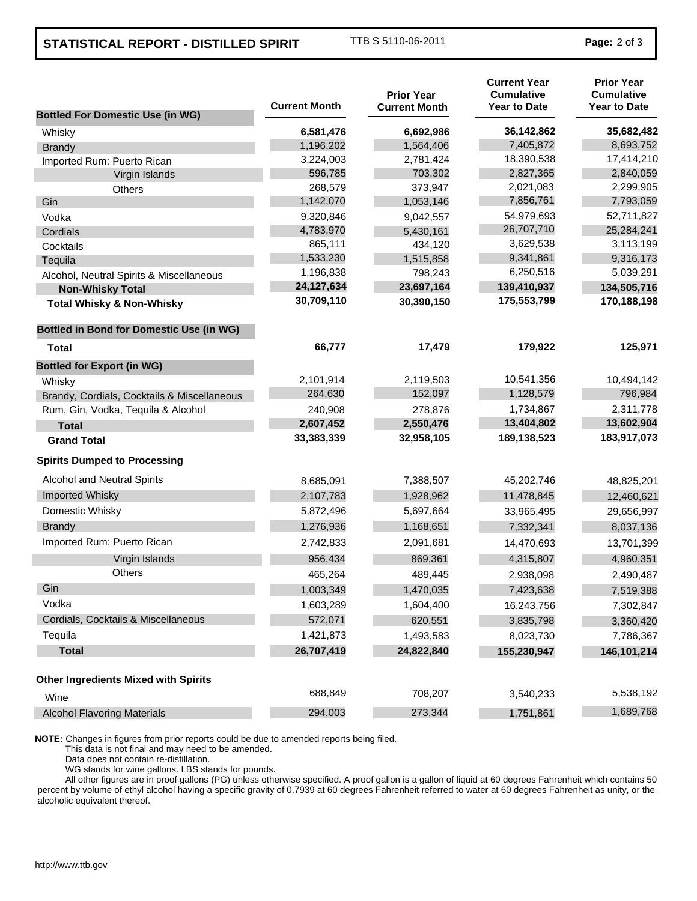# STATISTICAL REPORT - DISTILLED SPIRIT

TTB S 5110-06-2011

| | Current Month | Prior Year Current Month | Current Year Cumulative Year to Date | Prior Year Cumulative Year to Date |
|---|---|---|---|---|
| **Bottled For Domestic Use (in WG)** | | | | |
| Whisky | **6,581,476** | **6,692,986** | **36,142,862** | **35,682,482** |
| Brandy | 1,196,202 | 1,564,406 | 7,405,872 | 8,693,752 |
| Imported Rum: Puerto Rican | 3,224,003 | 2,781,424 | 18,390,538 | 17,414,210 |
| Virgin Islands | 596,785 | 703,302 | 2,827,365 | 2,840,059 |
| Others | 268,579 | 373,947 | 2,021,083 | 2,299,905 |
| Gin | 1,142,070 | 1,053,146 | 7,856,761 | 7,793,059 |
| Vodka | 9,320,846 | 9,042,557 | 54,979,693 | 52,711,827 |
| Cordials | 4,783,970 | 5,430,161 | 26,707,710 | 25,284,241 |
| Cocktails | 865,111 | 434,120 | 3,629,538 | 3,113,199 |
| Tequila | 1,533,230 | 1,515,858 | 9,341,861 | 9,316,173 |
| Alcohol, Neutral Spirits & Miscellaneous | 1,196,838 | 798,243 | 6,250,516 | 5,039,291 |
| **Non-Whisky Total** | **24,127,634** | **23,697,164** | **139,410,937** | **134,505,716** |
| **Total Whisky & Non-Whisky** | **30,709,110** | **30,390,150** | **175,553,799** | **170,188,198** |
| **Bottled in Bond for Domestic Use (in WG)** | | | | |
| **Total** | **66,777** | **17,479** | **179,922** | **125,971** |
| **Bottled for Export (in WG)** | | | | |
| Whisky | 2,101,914 | 2,119,503 | 10,541,356 | 10,494,142 |
| Brandy, Cordials, Cocktails & Miscellaneous | 264,630 | 152,097 | 1,128,579 | 796,984 |
| Rum, Gin, Vodka, Tequila & Alcohol | 240,908 | 278,876 | 1,734,867 | 2,311,778 |
| **Total** | **2,607,452** | **2,550,476** | **13,404,802** | **13,602,904** |
| **Grand Total** | **33,383,339** | **32,958,105** | **189,138,523** | **183,917,073** |
| **Spirits Dumped to Processing** | | | | |
| Alcohol and Neutral Spirits | 8,685,091 | 7,388,507 | 45,202,746 | 48,825,201 |
| Imported Whisky | 2,107,783 | 1,928,962 | 11,478,845 | 12,460,621 |
| Domestic Whisky | 5,872,496 | 5,697,664 | 33,965,495 | 29,656,997 |
| Brandy | 1,276,936 | 1,168,651 | 7,332,341 | 8,037,136 |
| Imported Rum: Puerto Rican | 2,742,833 | 2,091,681 | 14,470,693 | 13,701,399 |
| Virgin Islands | 956,434 | 869,361 | 4,315,807 | 4,960,351 |
| Others | 465,264 | 489,445 | 2,938,098 | 2,490,487 |
| Gin | 1,003,349 | 1,470,035 | 7,423,638 | 7,519,388 |
| Vodka | 1,603,289 | 1,604,400 | 16,243,756 | 7,302,847 |
| Cordials, Cocktails & Miscellaneous | 572,071 | 620,551 | 3,835,798 | 3,360,420 |
| Tequila | 1,421,873 | 1,493,583 | 8,023,730 | 7,786,367 |
| **Total** | **26,707,419** | **24,822,840** | **155,230,947** | **146,101,214** |
| **Other Ingredients Mixed with Spirits** | | | | |
| Wine | 688,849 | 708,207 | 3,540,233 | 5,538,192 |
| Alcohol Flavoring Materials | 294,003 | 273,344 | 1,751,861 | 1,689,768 |

**NOTE:** Changes in figures from prior reports could be due to amended reports being filed.
This data is not final and may need to be amended.
Data does not contain re-distillation.
WG stands for wine gallons. LBS stands for pounds.
All other figures are in proof gallons (PG) unless otherwise specified. A proof gallon is a gallon of liquid at 60 degrees Fahrenheit which contains 50 percent by volume of ethyl alcohol having a specific gravity of 0.7939 at 60 degrees Fahrenheit referred to water at 60 degrees Fahrenheit as unity, or the alcoholic equivalent thereof.

http://www.ttb.gov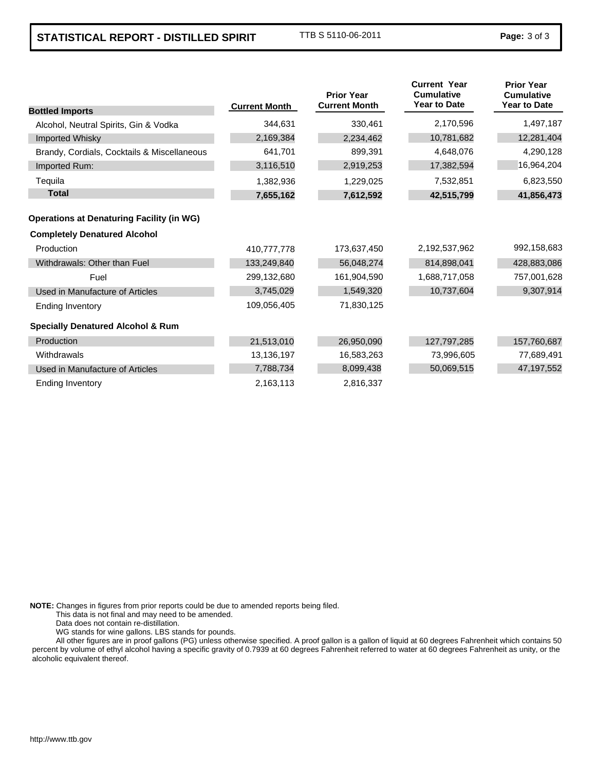# STATISTICAL REPORT - DISTILLED SPIRIT

TTB S 5110-06-2011

| Bottled Imports | Current Month | Prior Year Current Month | Current Year Cumulative Year to Date | Prior Year Cumulative Year to Date |
|---|---|---|---|---|
| Alcohol, Neutral Spirits, Gin & Vodka | 344,631 | 330,461 | 2,170,596 | 1,497,187 |
| Imported Whisky | 2,169,384 | 2,234,462 | 10,781,682 | 12,281,404 |
| Brandy, Cordials, Cocktails & Miscellaneous | 641,701 | 899,391 | 4,648,076 | 4,290,128 |
| Imported Rum: | 3,116,510 | 2,919,253 | 17,382,594 | 16,964,204 |
| Tequila | 1,382,936 | 1,229,025 | 7,532,851 | 6,823,550 |
| **Total** | **7,655,162** | **7,612,592** | **42,515,799** | **41,856,473** |
| **Operations at Denaturing Facility (in WG)** | | | | |
| **Completely Denatured Alcohol** | | | | |
| Production | 410,777,778 | 173,637,450 | 2,192,537,962 | 992,158,683 |
| Withdrawals: Other than Fuel | 133,249,840 | 56,048,274 | 814,898,041 | 428,883,086 |
| Fuel | 299,132,680 | 161,904,590 | 1,688,717,058 | 757,001,628 |
| Used in Manufacture of Articles | 3,745,029 | 1,549,320 | 10,737,604 | 9,307,914 |
| Ending Inventory | 109,056,405 | 71,830,125 | | |
| **Specially Denatured Alcohol & Rum** | | | | |
| Production | 21,513,010 | 26,950,090 | 127,797,285 | 157,760,687 |
| Withdrawals | 13,136,197 | 16,583,263 | 73,996,605 | 77,689,491 |
| Used in Manufacture of Articles | 7,788,734 | 8,099,438 | 50,069,515 | 47,197,552 |
| Ending Inventory | 2,163,113 | 2,816,337 | | |

**NOTE:** Changes in figures from prior reports could be due to amended reports being filed.
This data is not final and may need to be amended.
Data does not contain re-distillation.
WG stands for wine gallons. LBS stands for pounds.
All other figures are in proof gallons (PG) unless otherwise specified. A proof gallon is a gallon of liquid at 60 degrees Fahrenheit which contains 50 percent by volume of ethyl alcohol having a specific gravity of 0.7939 at 60 degrees Fahrenheit referred to water at 60 degrees Fahrenheit as unity, or the alcoholic equivalent thereof.

http://www.ttb.gov